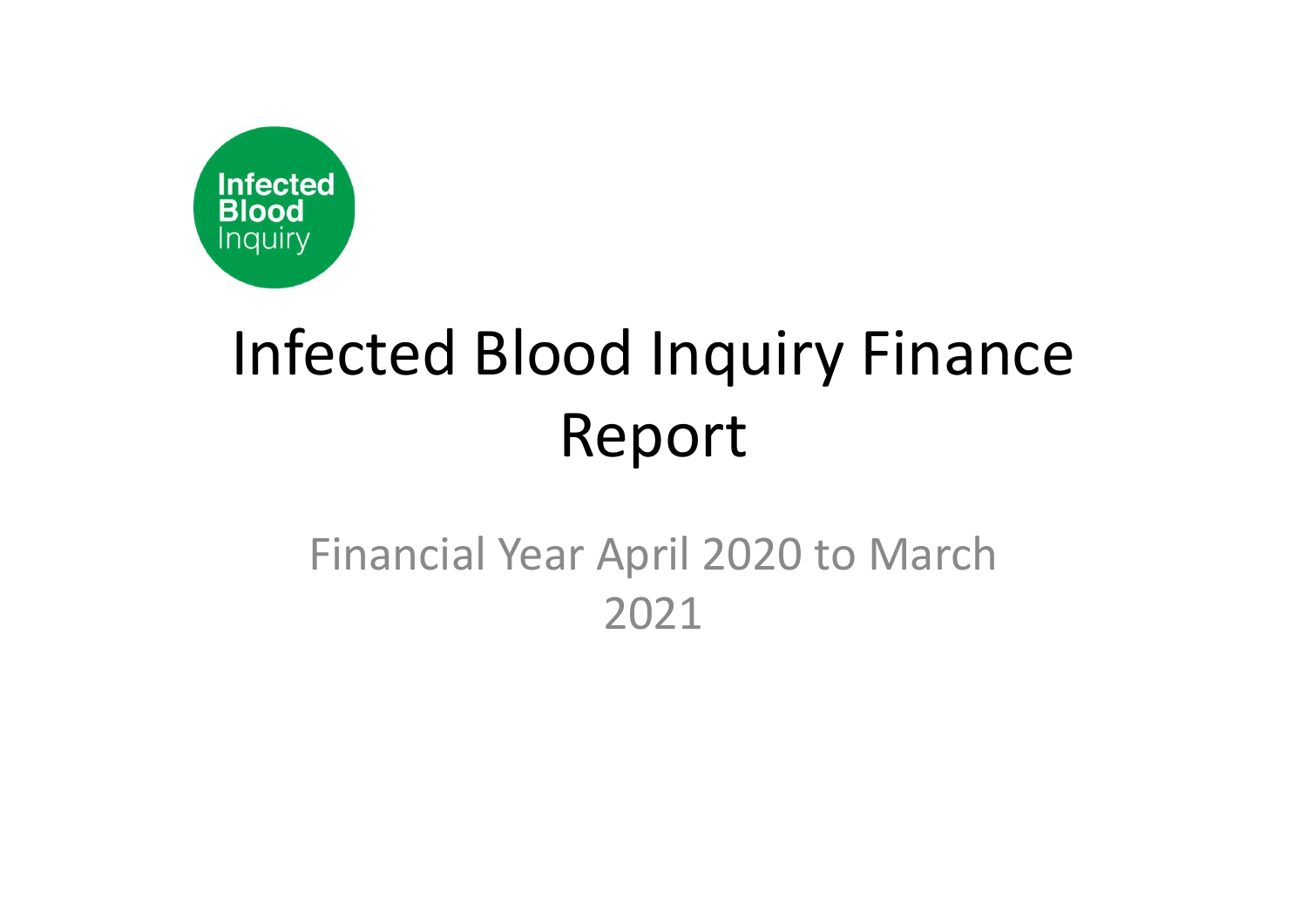Infected Blood Inquiry

# Infected Blood Inquiry Finance Report

## Financial Year April 2020 to March 2021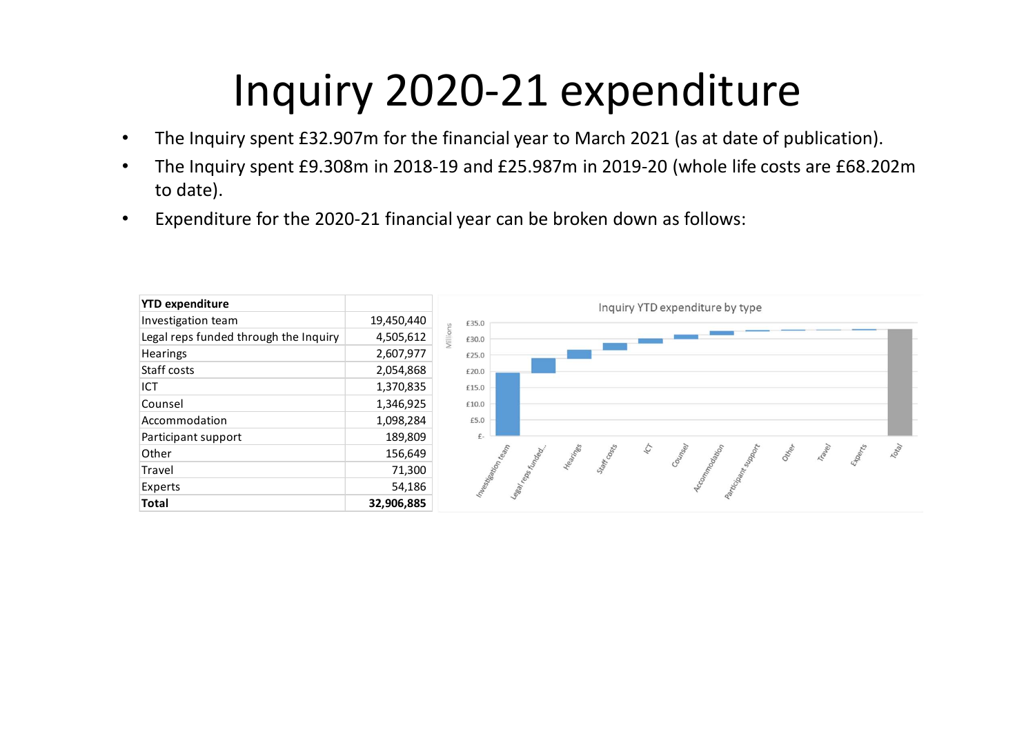# Inquiry 2020-21 expenditure

- The Inquiry spent £32.907m for the financial year to March 2021 (as at date of publication).
- The Inquiry spent £9.308m in 2018-19 and £25.987m in 2019-20 (whole life costs are £68.202m to date).
- Expenditure for the 2020-21 financial year can be broken down as follows:

| **YTD expenditure** | |
|---|---|
| Investigation team | 19,450,440 |
| Legal reps funded through the Inquiry | 4,505,612 |
| Hearings | 2,607,977 |
| Staff costs | 2,054,868 |
| ICT | 1,370,835 |
| Counsel | 1,346,925 |
| Accommodation | 1,098,284 |
| Participant support | 189,809 |
| Other | 156,649 |
| Travel | 71,300 |
| Experts | 54,186 |
| **Total** | **32,906,885** |

Inquiry YTD expenditure by type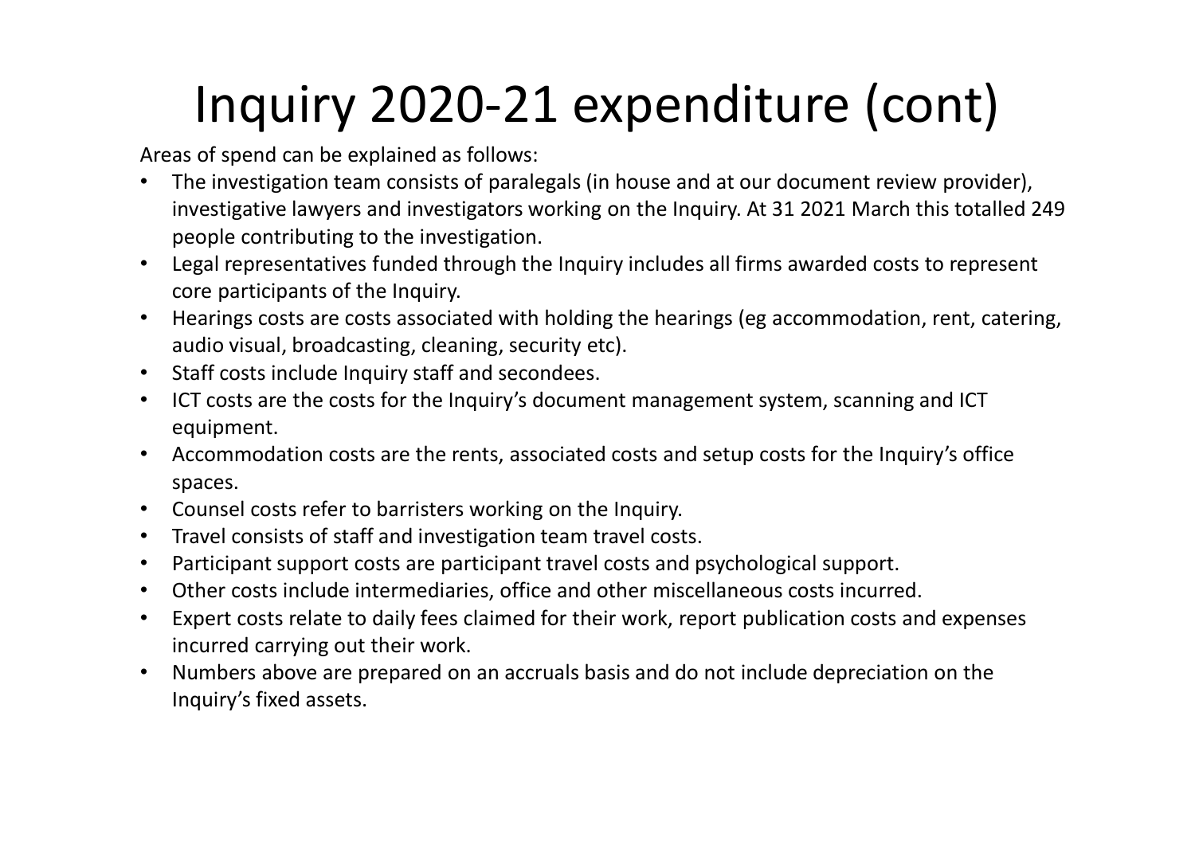# Inquiry 2020-21 expenditure (cont)

Areas of spend can be explained as follows:

- The investigation team consists of paralegals (in house and at our document review provider), investigative lawyers and investigators working on the Inquiry. At 31 2021 March this totalled 249 people contributing to the investigation.
- Legal representatives funded through the Inquiry includes all firms awarded costs to represent core participants of the Inquiry.
- Hearings costs are costs associated with holding the hearings (eg accommodation, rent, catering, audio visual, broadcasting, cleaning, security etc).
- Staff costs include Inquiry staff and secondees.
- ICT costs are the costs for the Inquiry's document management system, scanning and ICT equipment.
- Accommodation costs are the rents, associated costs and setup costs for the Inquiry's office spaces.
- Counsel costs refer to barristers working on the Inquiry.
- Travel consists of staff and investigation team travel costs.
- Participant support costs are participant travel costs and psychological support.
- Other costs include intermediaries, office and other miscellaneous costs incurred.
- Expert costs relate to daily fees claimed for their work, report publication costs and expenses incurred carrying out their work.
- Numbers above are prepared on an accruals basis and do not include depreciation on the Inquiry's fixed assets.